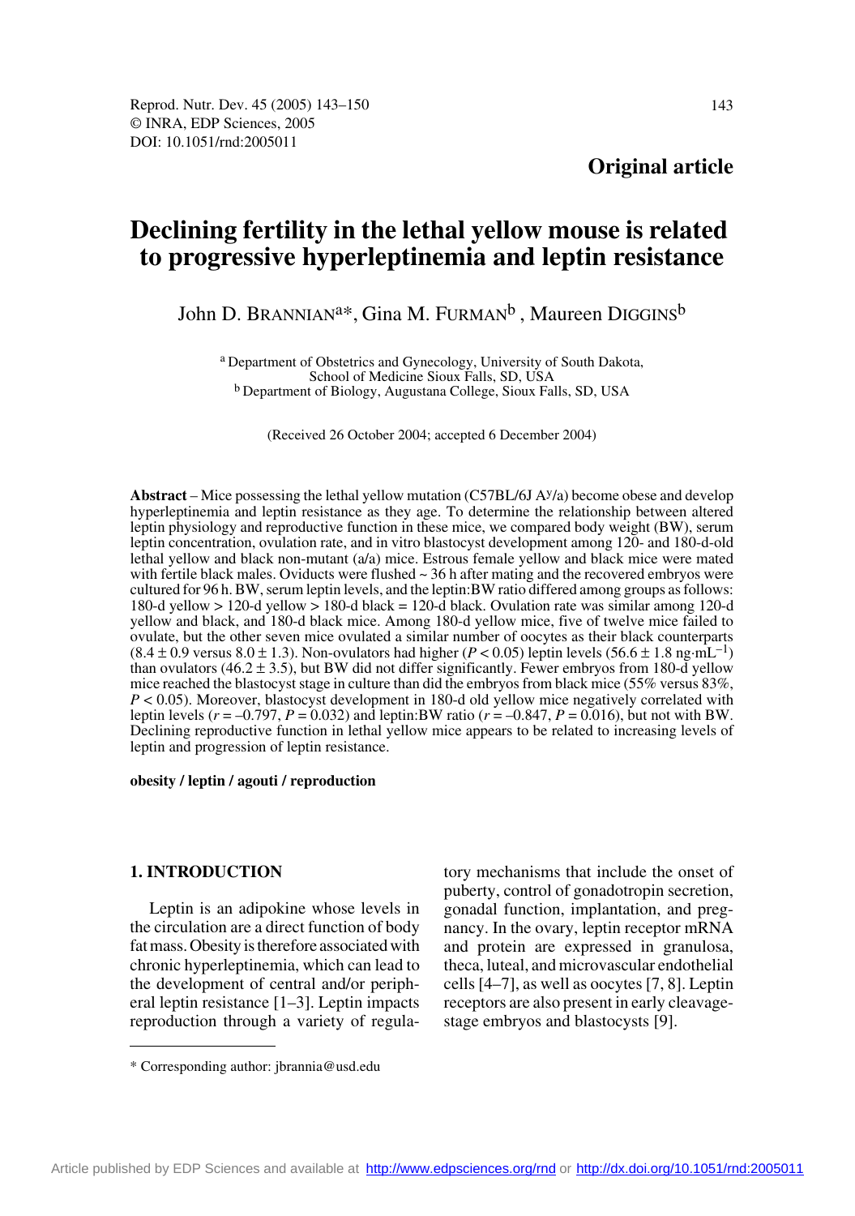**Original article**

# Declining fertility in the lethal yellow mouse is related to progressive hyperleptinemia and leptin resistance

John D. BRANNIAN[a]*, Gina M. FURMAN[b], Maureen DIGGINS[b]

[a] Department of Obstetrics and Gynecology, University of South Dakota, School of Medicine Sioux Falls, SD, USA
[b] Department of Biology, Augustana College, Sioux Falls, SD, USA

(Received 26 October 2004; accepted 6 December 2004)

**Abstract** – Mice possessing the lethal yellow mutation (C57BL/6J $A^y$/a) become obese and develop hyperleptinemia and leptin resistance as they age. To determine the relationship between altered leptin physiology and reproductive function in these mice, we compared body weight (BW), serum leptin concentration, ovulation rate, and in vitro blastocyst development among 120- and 180-d-old lethal yellow and black non-mutant (a/a) mice. Estrous female yellow and black mice were mated with fertile black males. Oviducts were flushed ~ 36 h after mating and the recovered embryos were cultured for 96 h. BW, serum leptin levels, and the leptin:BW ratio differed among groups as follows: 180-d yellow > 120-d yellow > 180-d black = 120-d black. Ovulation rate was similar among 120-d yellow and black, and 180-d black mice. Among 180-d yellow mice, five of twelve mice failed to ovulate, but the other seven mice ovulated a similar number of oocytes as their black counterparts ($8.4 \pm 0.9$ versus $8.0 \pm 1.3$). Non-ovulators had higher ($P < 0.05$) leptin levels ($56.6 \pm 1.8$ $ng \cdot mL^{-1}$) than ovulators ($46.2 \pm 3.5$), but BW did not differ significantly. Fewer embryos from 180-d yellow mice reached the blastocyst stage in culture than did the embryos from black mice (55% versus 83%, $P < 0.05$). Moreover, blastocyst development in 180-d old yellow mice negatively correlated with leptin levels ($r = -0.797$, $P = 0.032$) and leptin:BW ratio ($r = -0.847$, $P = 0.016$), but not with BW. Declining reproductive function in lethal yellow mice appears to be related to increasing levels of leptin and progression of leptin resistance.

**obesity / leptin / agouti / reproduction**

## 1. INTRODUCTION

Leptin is an adipokine whose levels in the circulation are a direct function of body fat mass. Obesity is therefore associated with chronic hyperleptinemia, which can lead to the development of central and/or peripheral leptin resistance [1–3]. Leptin impacts reproduction through a variety of regulatory mechanisms that include the onset of puberty, control of gonadotropin secretion, gonadal function, implantation, and pregnancy. In the ovary, leptin receptor mRNA and protein are expressed in granulosa, theca, luteal, and microvascular endothelial cells [4–7], as well as oocytes [7, 8]. Leptin receptors are also present in early cleavage-stage embryos and blastocysts [9].

* Corresponding author: jbrannia@usd.edu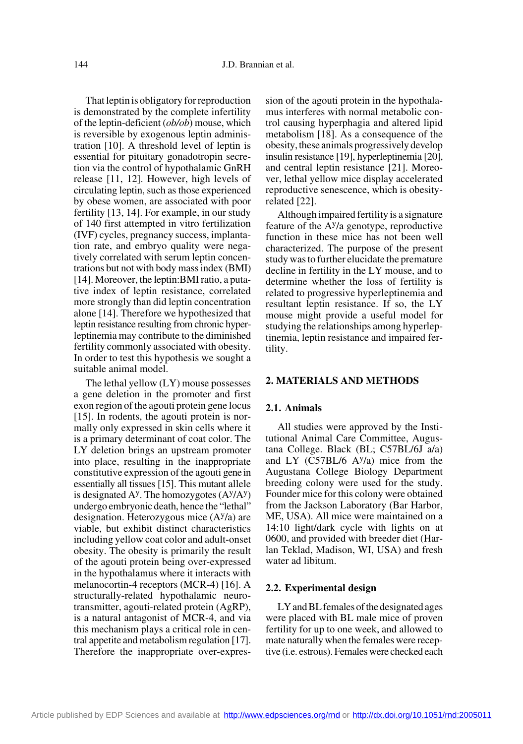That leptin is obligatory for reproduction is demonstrated by the complete infertility of the leptin-deficient (*ob/ob*) mouse, which is reversible by exogenous leptin administration [10]. A threshold level of leptin is essential for pituitary gonadotropin secretion via the control of hypothalamic GnRH release [11, 12]. However, high levels of circulating leptin, such as those experienced by obese women, are associated with poor fertility [13, 14]. For example, in our study of 140 first attempted in vitro fertilization (IVF) cycles, pregnancy success, implantation rate, and embryo quality were negatively correlated with serum leptin concentrations but not with body mass index (BMI) [14]. Moreover, the leptin:BMI ratio, a putative index of leptin resistance, correlated more strongly than did leptin concentration alone [14]. Therefore we hypothesized that leptin resistance resulting from chronic hyperleptinemia may contribute to the diminished fertility commonly associated with obesity. In order to test this hypothesis we sought a suitable animal model.

The lethal yellow (LY) mouse possesses a gene deletion in the promoter and first exon region of the agouti protein gene locus [15]. In rodents, the agouti protein is normally only expressed in skin cells where it is a primary determinant of coat color. The LY deletion brings an upstream promoter into place, resulting in the inappropriate constitutive expression of the agouti gene in essentially all tissues [15]. This mutant allele is designated $A^y$. The homozygotes ($A^y/A^y$) undergo embryonic death, hence the "lethal" designation. Heterozygous mice ($A^y/a$) are viable, but exhibit distinct characteristics including yellow coat color and adult-onset obesity. The obesity is primarily the result of the agouti protein being over-expressed in the hypothalamus where it interacts with melanocortin-4 receptors (MCR-4) [16]. A structurally-related hypothalamic neurotransmitter, agouti-related protein (AgRP), is a natural antagonist of MCR-4, and via this mechanism plays a critical role in central appetite and metabolism regulation [17]. Therefore the inappropriate over-expression of the agouti protein in the hypothalamus interferes with normal metabolic control causing hyperphagia and altered lipid metabolism [18]. As a consequence of the obesity, these animals progressively develop insulin resistance [19], hyperleptinemia [20], and central leptin resistance [21]. Moreover, lethal yellow mice display accelerated reproductive senescence, which is obesity-related [22].

Although impaired fertility is a signature feature of the $A^y/a$ genotype, reproductive function in these mice has not been well characterized. The purpose of the present study was to further elucidate the premature decline in fertility in the LY mouse, and to determine whether the loss of fertility is related to progressive hyperleptinemia and resultant leptin resistance. If so, the LY mouse might provide a useful model for studying the relationships among hyperleptinemia, leptin resistance and impaired fertility.

## 2. MATERIALS AND METHODS

### 2.1. Animals

All studies were approved by the Institutional Animal Care Committee, Augustana College. Black (BL; C57BL/6J a/a) and LY (C57BL/6 $A^y/a$) mice from the Augustana College Biology Department breeding colony were used for the study. Founder mice for this colony were obtained from the Jackson Laboratory (Bar Harbor, ME, USA). All mice were maintained on a 14:10 light/dark cycle with lights on at 0600, and provided with breeder diet (Harlan Teklad, Madison, WI, USA) and fresh water ad libitum.

### 2.2. Experimental design

LY and BL females of the designated ages were placed with BL male mice of proven fertility for up to one week, and allowed to mate naturally when the females were receptive (i.e. estrous). Females were checked each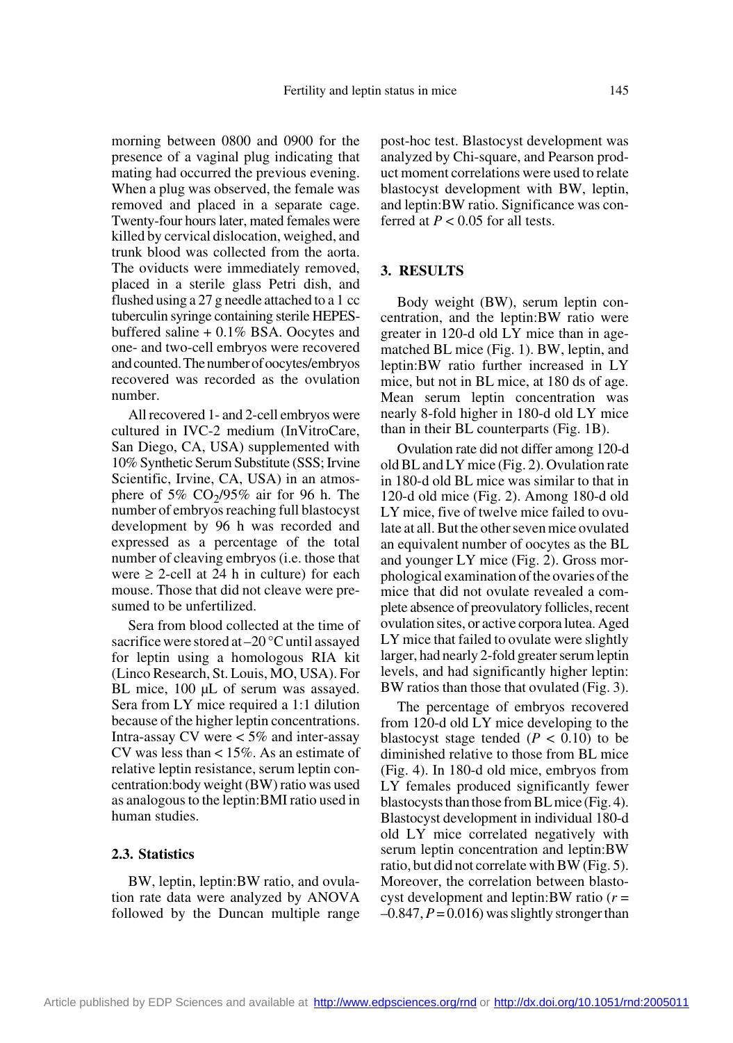morning between 0800 and 0900 for the presence of a vaginal plug indicating that mating had occurred the previous evening. When a plug was observed, the female was removed and placed in a separate cage. Twenty-four hours later, mated females were killed by cervical dislocation, weighed, and trunk blood was collected from the aorta. The oviducts were immediately removed, placed in a sterile glass Petri dish, and flushed using a 27 g needle attached to a 1 cc tuberculin syringe containing sterile HEPES-buffered saline + 0.1% BSA. Oocytes and one- and two-cell embryos were recovered and counted. The number of oocytes/embryos recovered was recorded as the ovulation number.

All recovered 1- and 2-cell embryos were cultured in IVC-2 medium (InVitroCare, San Diego, CA, USA) supplemented with 10% Synthetic Serum Substitute (SSS; Irvine Scientific, Irvine, CA, USA) in an atmosphere of 5% $CO_2$/95% air for 96 h. The number of embryos reaching full blastocyst development by 96 h was recorded and expressed as a percentage of the total number of cleaving embryos (i.e. those that were ≥ 2-cell at 24 h in culture) for each mouse. Those that did not cleave were presumed to be unfertilized.

Sera from blood collected at the time of sacrifice were stored at –20 °C until assayed for leptin using a homologous RIA kit (Linco Research, St. Louis, MO, USA). For BL mice, 100 µL of serum was assayed. Sera from LY mice required a 1:1 dilution because of the higher leptin concentrations. Intra-assay CV were < 5% and inter-assay CV was less than < 15%. As an estimate of relative leptin resistance, serum leptin concentration:body weight (BW) ratio was used as analogous to the leptin:BMI ratio used in human studies.

### 2.3. Statistics

BW, leptin, leptin:BW ratio, and ovulation rate data were analyzed by ANOVA followed by the Duncan multiple range post-hoc test. Blastocyst development was analyzed by Chi-square, and Pearson product moment correlations were used to relate blastocyst development with BW, leptin, and leptin:BW ratio. Significance was conferred at $P < 0.05$ for all tests.

## 3. RESULTS

Body weight (BW), serum leptin concentration, and the leptin:BW ratio were greater in 120-d old LY mice than in age-matched BL mice (Fig. 1). BW, leptin, and leptin:BW ratio further increased in LY mice, but not in BL mice, at 180 ds of age. Mean serum leptin concentration was nearly 8-fold higher in 180-d old LY mice than in their BL counterparts (Fig. 1B).

Ovulation rate did not differ among 120-d old BL and LY mice (Fig. 2). Ovulation rate in 180-d old BL mice was similar to that in 120-d old mice (Fig. 2). Among 180-d old LY mice, five of twelve mice failed to ovulate at all. But the other seven mice ovulated an equivalent number of oocytes as the BL and younger LY mice (Fig. 2). Gross morphological examination of the ovaries of the mice that did not ovulate revealed a complete absence of preovulatory follicles, recent ovulation sites, or active corpora lutea. Aged LY mice that failed to ovulate were slightly larger, had nearly 2-fold greater serum leptin levels, and had significantly higher leptin: BW ratios than those that ovulated (Fig. 3).

The percentage of embryos recovered from 120-d old LY mice developing to the blastocyst stage tended ($P < 0.10$) to be diminished relative to those from BL mice (Fig. 4). In 180-d old mice, embryos from LY females produced significantly fewer blastocysts than those from BL mice (Fig. 4). Blastocyst development in individual 180-d old LY mice correlated negatively with serum leptin concentration and leptin:BW ratio, but did not correlate with BW (Fig. 5). Moreover, the correlation between blastocyst development and leptin:BW ratio ($r = -0.847$, $P = 0.016$) was slightly stronger than

Article published by EDP Sciences and available at http://www.edpsciences.org/rnd or http://dx.doi.org/10.1051/rnd:2005011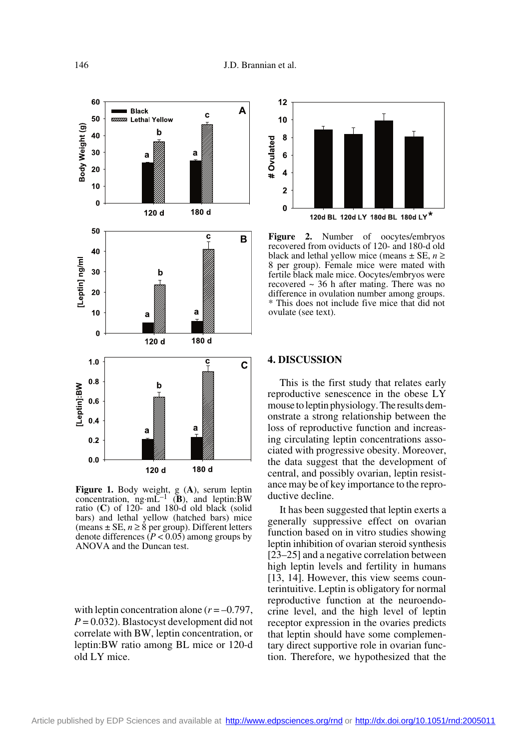**Figure 1.** Body weight, g (**A**), serum leptin concentration, ng·mL$^{-1}$ (**B**), and leptin:BW ratio (**C**) of 120- and 180-d old black (solid bars) and lethal yellow (hatched bars) mice (means ± SE, $n \geq 8$ per group). Different letters denote differences ($P < 0.05$) among groups by ANOVA and the Duncan test.

with leptin concentration alone ($r = -0.797$, $P = 0.032$). Blastocyst development did not correlate with BW, leptin concentration, or leptin:BW ratio among BL mice or 120-d old LY mice.

**Figure 2.** Number of oocytes/embryos recovered from oviducts of 120- and 180-d old black and lethal yellow mice (means ± SE, $n \geq 8$ per group). Female mice were mated with fertile black male mice. Oocytes/embryos were recovered ~ 36 h after mating. There was no difference in ovulation number among groups. * This does not include five mice that did not ovulate (see text).

## 4. DISCUSSION

This is the first study that relates early reproductive senescence in the obese LY mouse to leptin physiology. The results demonstrate a strong relationship between the loss of reproductive function and increasing circulating leptin concentrations associated with progressive obesity. Moreover, the data suggest that the development of central, and possibly ovarian, leptin resistance may be of key importance to the reproductive decline.

It has been suggested that leptin exerts a generally suppressive effect on ovarian function based on in vitro studies showing leptin inhibition of ovarian steroid synthesis [23–25] and a negative correlation between high leptin levels and fertility in humans [13, 14]. However, this view seems counterintuitive. Leptin is obligatory for normal reproductive function at the neuroendocrine level, and the high level of leptin receptor expression in the ovaries predicts that leptin should have some complementary direct supportive role in ovarian function. Therefore, we hypothesized that the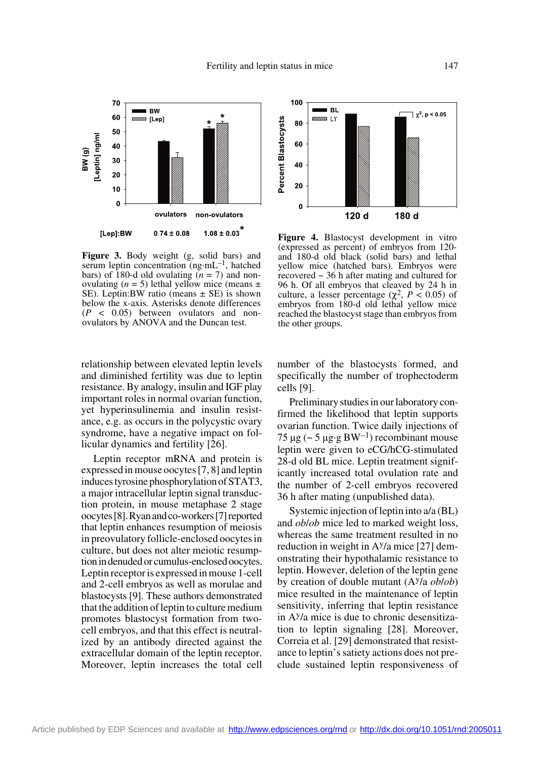Figure 3. Body weight (g, solid bars) and serum leptin concentration (ng·mL$^{-1}$, hatched bars) of 180-d old ovulating ($n = 7$) and non-ovulating ($n = 5$) lethal yellow mice (means ± SE). Leptin:BW ratio (means ± SE) is shown below the x-axis. Asterisks denote differences ($P < 0.05$) between ovulators and non-ovulators by ANOVA and the Duncan test.

Figure 4. Blastocyst development in vitro (expressed as percent) of embryos from 120- and 180-d old black (solid bars) and lethal yellow mice (hatched bars). Embryos were recovered ~ 36 h after mating and cultured for 96 h. Of all embryos that cleaved by 24 h in culture, a lesser percentage ($\chi^2$, $P < 0.05$) of embryos from 180-d old lethal yellow mice reached the blastocyst stage than embryos from the other groups.

relationship between elevated leptin levels and diminished fertility was due to leptin resistance. By analogy, insulin and IGF play important roles in normal ovarian function, yet hyperinsulinemia and insulin resistance, e.g. as occurs in the polycystic ovary syndrome, have a negative impact on follicular dynamics and fertility [26].

Leptin receptor mRNA and protein is expressed in mouse oocytes [7, 8] and leptin induces tyrosine phosphorylation of STAT3, a major intracellular leptin signal transduction protein, in mouse metaphase 2 stage oocytes [8]. Ryan and co-workers [7] reported that leptin enhances resumption of meiosis in preovulatory follicle-enclosed oocytes in culture, but does not alter meiotic resumption in denuded or cumulus-enclosed oocytes. Leptin receptor is expressed in mouse 1-cell and 2-cell embryos as well as morulae and blastocysts [9]. These authors demonstrated that the addition of leptin to culture medium promotes blastocyst formation from two-cell embryos, and that this effect is neutralized by an antibody directed against the extracellular domain of the leptin receptor. Moreover, leptin increases the total cell number of the blastocysts formed, and specifically the number of trophectoderm cells [9].

Preliminary studies in our laboratory confirmed the likelihood that leptin supports ovarian function. Twice daily injections of 75 µg (~ 5 µg·g BW$^{-1}$) recombinant mouse leptin were given to eCG/hCG-stimulated 28-d old BL mice. Leptin treatment significantly increased total ovulation rate and the number of 2-cell embryos recovered 36 h after mating (unpublished data).

Systemic injection of leptin into a/a (BL) and *ob*/*ob* mice led to marked weight loss, whereas the same treatment resulted in no reduction in weight in $A^y$/a mice [27] demonstrating their hypothalamic resistance to leptin. However, deletion of the leptin gene by creation of double mutant ($A^y$/a *ob*/*ob*) mice resulted in the maintenance of leptin sensitivity, inferring that leptin resistance in $A^y$/a mice is due to chronic desensitization to leptin signaling [28]. Moreover, Correia et al. [29] demonstrated that resistance to leptin's satiety actions does not preclude sustained leptin responsiveness of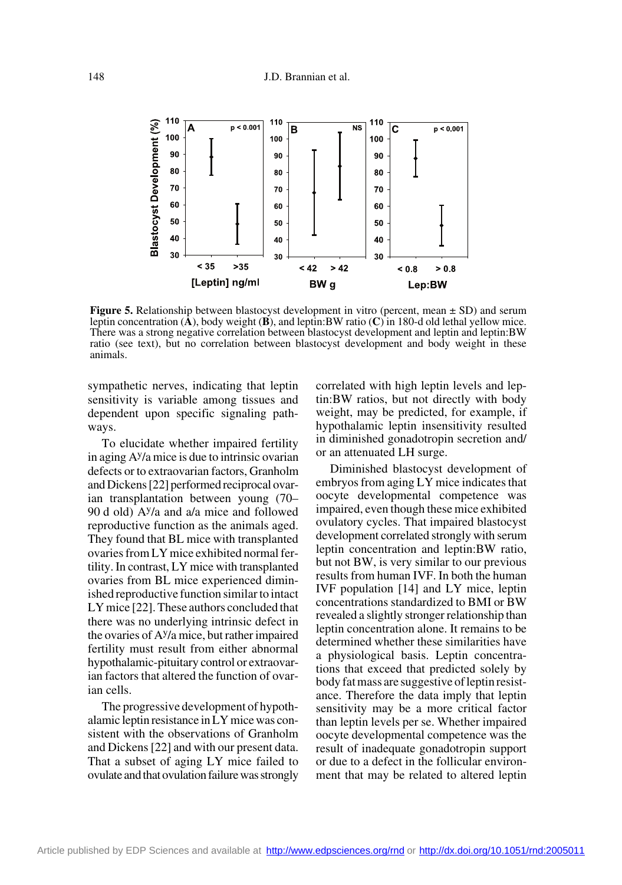**Figure 5.** Relationship between blastocyst development in vitro (percent, mean ± SD) and serum leptin concentration (**A**), body weight (**B**), and leptin:BW ratio (**C**) in 180-d old lethal yellow mice. There was a strong negative correlation between blastocyst development and leptin and leptin:BW ratio (see text), but no correlation between blastocyst development and body weight in these animals.

sympathetic nerves, indicating that leptin sensitivity is variable among tissues and dependent upon specific signaling pathways.

To elucidate whether impaired fertility in aging $A^y$/a mice is due to intrinsic ovarian defects or to extraovarian factors, Granholm and Dickens [22] performed reciprocal ovarian transplantation between young (70–90 d old) $A^y$/a and a/a mice and followed reproductive function as the animals aged. They found that BL mice with transplanted ovaries from LY mice exhibited normal fertility. In contrast, LY mice with transplanted ovaries from BL mice experienced diminished reproductive function similar to intact LY mice [22]. These authors concluded that there was no underlying intrinsic defect in the ovaries of $A^y$/a mice, but rather impaired fertility must result from either abnormal hypothalamic-pituitary control or extraovarian factors that altered the function of ovarian cells.

The progressive development of hypothalamic leptin resistance in LY mice was consistent with the observations of Granholm and Dickens [22] and with our present data. That a subset of aging LY mice failed to ovulate and that ovulation failure was strongly correlated with high leptin levels and leptin:BW ratios, but not directly with body weight, may be predicted, for example, if hypothalamic leptin insensitivity resulted in diminished gonadotropin secretion and/or an attenuated LH surge.

Diminished blastocyst development of embryos from aging LY mice indicates that oocyte developmental competence was impaired, even though these mice exhibited ovulatory cycles. That impaired blastocyst development correlated strongly with serum leptin concentration and leptin:BW ratio, but not BW, is very similar to our previous results from human IVF. In both the human IVF population [14] and LY mice, leptin concentrations standardized to BMI or BW revealed a slightly stronger relationship than leptin concentration alone. It remains to be determined whether these similarities have a physiological basis. Leptin concentrations that exceed that predicted solely by body fat mass are suggestive of leptin resistance. Therefore the data imply that leptin sensitivity may be a more critical factor than leptin levels per se. Whether impaired oocyte developmental competence was the result of inadequate gonadotropin support or due to a defect in the follicular environment that may be related to altered leptin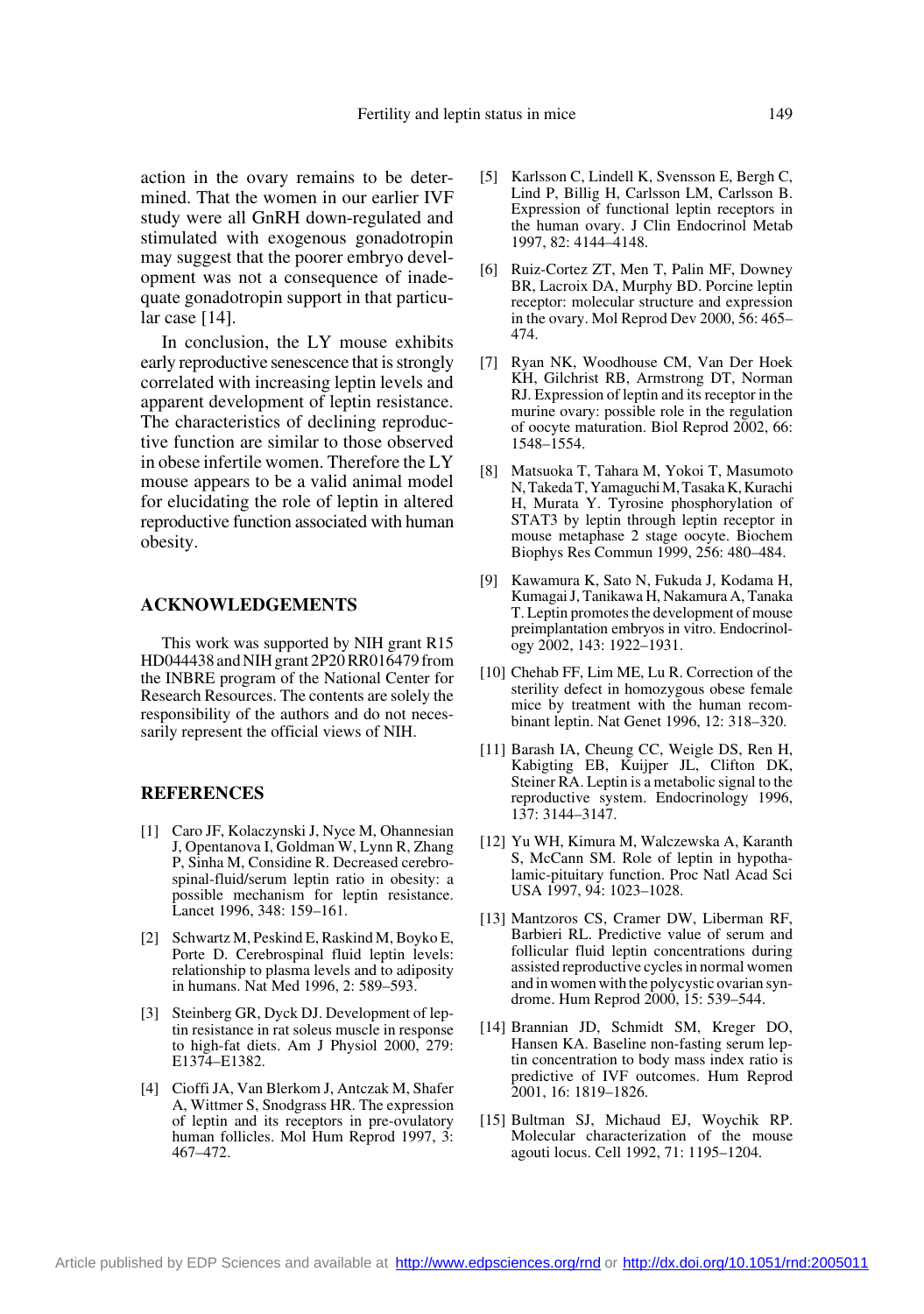action in the ovary remains to be determined. That the women in our earlier IVF study were all GnRH down-regulated and stimulated with exogenous gonadotropin may suggest that the poorer embryo development was not a consequence of inadequate gonadotropin support in that particular case [14].

In conclusion, the LY mouse exhibits early reproductive senescence that is strongly correlated with increasing leptin levels and apparent development of leptin resistance. The characteristics of declining reproductive function are similar to those observed in obese infertile women. Therefore the LY mouse appears to be a valid animal model for elucidating the role of leptin in altered reproductive function associated with human obesity.

## ACKNOWLEDGEMENTS

This work was supported by NIH grant R15 HD044438 and NIH grant 2P20 RR016479 from the INBRE program of the National Center for Research Resources. The contents are solely the responsibility of the authors and do not necessarily represent the official views of NIH.

## REFERENCES

[1] Caro JF, Kolaczynski J, Nyce M, Ohannesian J, Opentanova I, Goldman W, Lynn R, Zhang P, Sinha M, Considine R. Decreased cerebrospinal-fluid/serum leptin ratio in obesity: a possible mechanism for leptin resistance. Lancet 1996, 348: 159–161.

[2] Schwartz M, Peskind E, Raskind M, Boyko E, Porte D. Cerebrospinal fluid leptin levels: relationship to plasma levels and to adiposity in humans. Nat Med 1996, 2: 589–593.

[3] Steinberg GR, Dyck DJ. Development of leptin resistance in rat soleus muscle in response to high-fat diets. Am J Physiol 2000, 279: E1374–E1382.

[4] Cioffi JA, Van Blerkom J, Antczak M, Shafer A, Wittmer S, Snodgrass HR. The expression of leptin and its receptors in pre-ovulatory human follicles. Mol Hum Reprod 1997, 3: 467–472.

[5] Karlsson C, Lindell K, Svensson E, Bergh C, Lind P, Billig H, Carlsson LM, Carlsson B. Expression of functional leptin receptors in the human ovary. J Clin Endocrinol Metab 1997, 82: 4144–4148.

[6] Ruiz-Cortez ZT, Men T, Palin MF, Downey BR, Lacroix DA, Murphy BD. Porcine leptin receptor: molecular structure and expression in the ovary. Mol Reprod Dev 2000, 56: 465–474.

[7] Ryan NK, Woodhouse CM, Van Der Hoek KH, Gilchrist RB, Armstrong DT, Norman RJ. Expression of leptin and its receptor in the murine ovary: possible role in the regulation of oocyte maturation. Biol Reprod 2002, 66: 1548–1554.

[8] Matsuoka T, Tahara M, Yokoi T, Masumoto N, Takeda T, Yamaguchi M, Tasaka K, Kurachi H, Murata Y. Tyrosine phosphorylation of STAT3 by leptin through leptin receptor in mouse metaphase 2 stage oocyte. Biochem Biophys Res Commun 1999, 256: 480–484.

[9] Kawamura K, Sato N, Fukuda J, Kodama H, Kumagai J, Tanikawa H, Nakamura A, Tanaka T. Leptin promotes the development of mouse preimplantation embryos in vitro. Endocrinology 2002, 143: 1922–1931.

[10] Chehab FF, Lim ME, Lu R. Correction of the sterility defect in homozygous obese female mice by treatment with the human recombinant leptin. Nat Genet 1996, 12: 318–320.

[11] Barash IA, Cheung CC, Weigle DS, Ren H, Kabigting EB, Kuijper JL, Clifton DK, Steiner RA. Leptin is a metabolic signal to the reproductive system. Endocrinology 1996, 137: 3144–3147.

[12] Yu WH, Kimura M, Walczewska A, Karanth S, McCann SM. Role of leptin in hypothalamic-pituitary function. Proc Natl Acad Sci USA 1997, 94: 1023–1028.

[13] Mantzoros CS, Cramer DW, Liberman RF, Barbieri RL. Predictive value of serum and follicular fluid leptin concentrations during assisted reproductive cycles in normal women and in women with the polycystic ovarian syndrome. Hum Reprod 2000, 15: 539–544.

[14] Brannian JD, Schmidt SM, Kreger DO, Hansen KA. Baseline non-fasting serum leptin concentration to body mass index ratio is predictive of IVF outcomes. Hum Reprod 2001, 16: 1819–1826.

[15] Bultman SJ, Michaud EJ, Woychik RP. Molecular characterization of the mouse agouti locus. Cell 1992, 71: 1195–1204.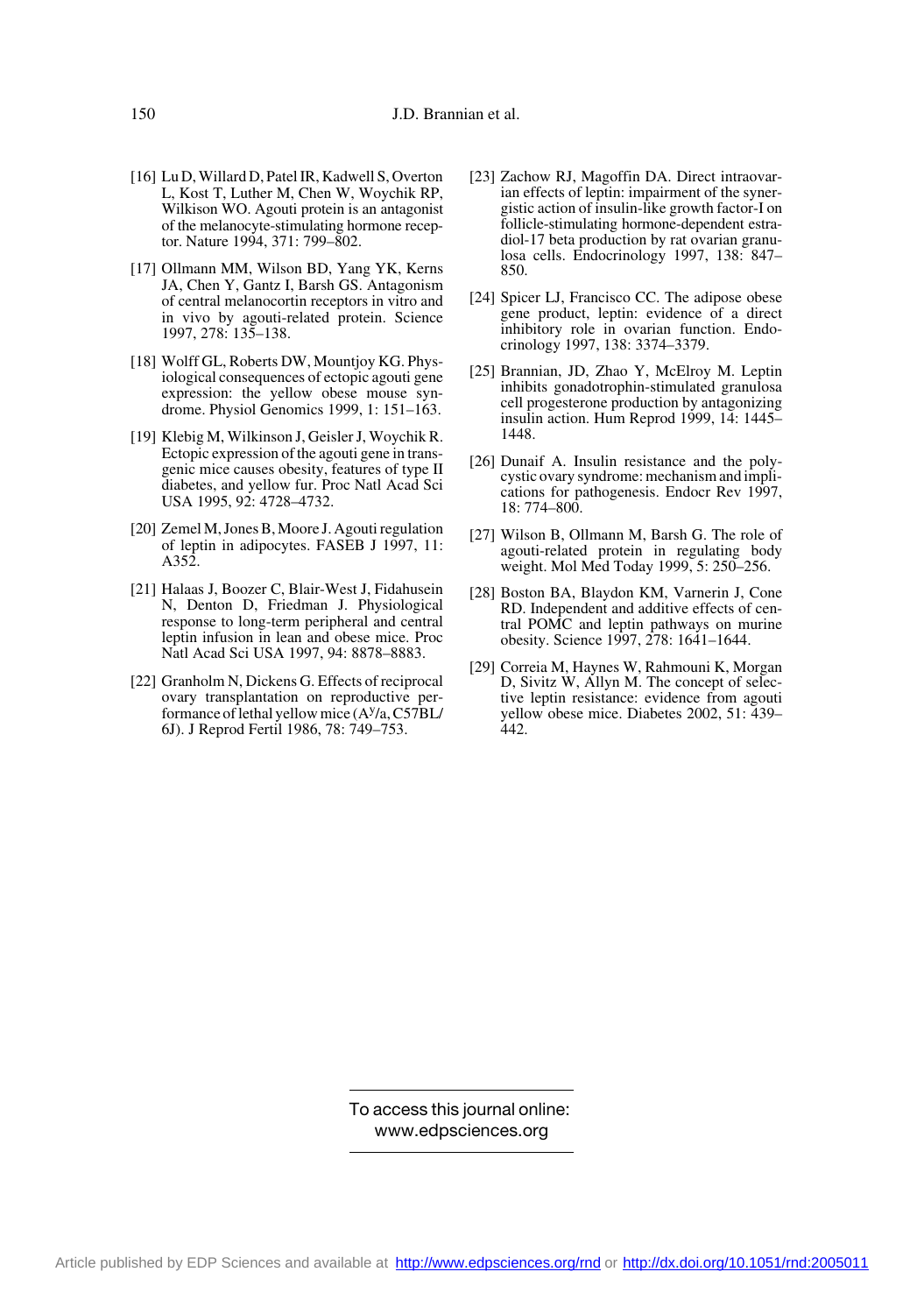[16] Lu D, Willard D, Patel IR, Kadwell S, Overton L, Kost T, Luther M, Chen W, Woychik RP, Wilkison WO. Agouti protein is an antagonist of the melanocyte-stimulating hormone receptor. Nature 1994, 371: 799–802.

[17] Ollmann MM, Wilson BD, Yang YK, Kerns JA, Chen Y, Gantz I, Barsh GS. Antagonism of central melanocortin receptors in vitro and in vivo by agouti-related protein. Science 1997, 278: 135–138.

[18] Wolff GL, Roberts DW, Mountjoy KG. Physiological consequences of ectopic agouti gene expression: the yellow obese mouse syndrome. Physiol Genomics 1999, 1: 151–163.

[19] Klebig M, Wilkinson J, Geisler J, Woychik R. Ectopic expression of the agouti gene in transgenic mice causes obesity, features of type II diabetes, and yellow fur. Proc Natl Acad Sci USA 1995, 92: 4728–4732.

[20] Zemel M, Jones B, Moore J. Agouti regulation of leptin in adipocytes. FASEB J 1997, 11: A352.

[21] Halaas J, Boozer C, Blair-West J, Fidahusein N, Denton D, Friedman J. Physiological response to long-term peripheral and central leptin infusion in lean and obese mice. Proc Natl Acad Sci USA 1997, 94: 8878–8883.

[22] Granholm N, Dickens G. Effects of reciprocal ovary transplantation on reproductive performance of lethal yellow mice ($A^y$/a, C57BL/6J). J Reprod Fertil 1986, 78: 749–753.

[23] Zachow RJ, Magoffin DA. Direct intraovarian effects of leptin: impairment of the synergistic action of insulin-like growth factor-I on follicle-stimulating hormone-dependent estradiol-17 beta production by rat ovarian granulosa cells. Endocrinology 1997, 138: 847–850.

[24] Spicer LJ, Francisco CC. The adipose obese gene product, leptin: evidence of a direct inhibitory role in ovarian function. Endocrinology 1997, 138: 3374–3379.

[25] Brannian, JD, Zhao Y, McElroy M. Leptin inhibits gonadotrophin-stimulated granulosa cell progesterone production by antagonizing insulin action. Hum Reprod 1999, 14: 1445–1448.

[26] Dunaif A. Insulin resistance and the polycystic ovary syndrome: mechanism and implications for pathogenesis. Endocr Rev 1997, 18: 774–800.

[27] Wilson B, Ollmann M, Barsh G. The role of agouti-related protein in regulating body weight. Mol Med Today 1999, 5: 250–256.

[28] Boston BA, Blaydon KM, Varnerin J, Cone RD. Independent and additive effects of central POMC and leptin pathways on murine obesity. Science 1997, 278: 1641–1644.

[29] Correia M, Haynes W, Rahmouni K, Morgan D, Sivitz W, Allyn M. The concept of selective leptin resistance: evidence from agouti yellow obese mice. Diabetes 2002, 51: 439–442.

To access this journal online:
www.edpsciences.org

Article published by EDP Sciences and available at http://www.edpsciences.org/rnd or http://dx.doi.org/10.1051/rnd:2005011